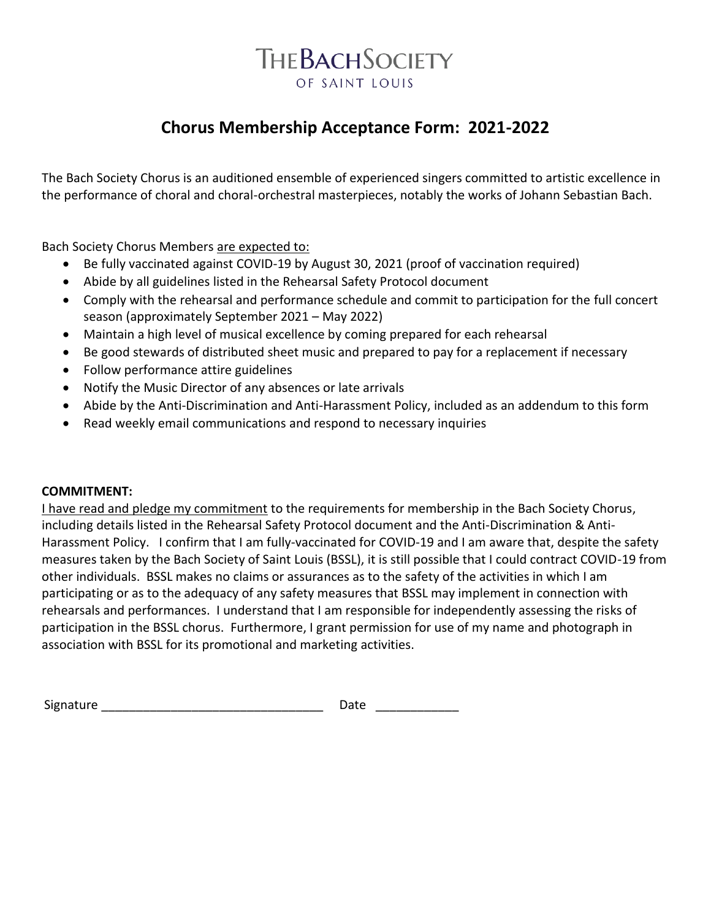# THE BACH SOCIETY
OF SAINT LOUIS

## Chorus Membership Acceptance Form: 2021-2022

The Bach Society Chorus is an auditioned ensemble of experienced singers committed to artistic excellence in the performance of choral and choral-orchestral masterpieces, notably the works of Johann Sebastian Bach.

Bach Society Chorus Members are expected to:

- Be fully vaccinated against COVID-19 by August 30, 2021 (proof of vaccination required)
- Abide by all guidelines listed in the Rehearsal Safety Protocol document
- Comply with the rehearsal and performance schedule and commit to participation for the full concert season (approximately September 2021 – May 2022)
- Maintain a high level of musical excellence by coming prepared for each rehearsal
- Be good stewards of distributed sheet music and prepared to pay for a replacement if necessary
- Follow performance attire guidelines
- Notify the Music Director of any absences or late arrivals
- Abide by the Anti-Discrimination and Anti-Harassment Policy, included as an addendum to this form
- Read weekly email communications and respond to necessary inquiries

**COMMITMENT:**

I have read and pledge my commitment to the requirements for membership in the Bach Society Chorus, including details listed in the Rehearsal Safety Protocol document and the Anti-Discrimination & Anti-Harassment Policy. I confirm that I am fully-vaccinated for COVID-19 and I am aware that, despite the safety measures taken by the Bach Society of Saint Louis (BSSL), it is still possible that I could contract COVID-19 from other individuals. BSSL makes no claims or assurances as to the safety of the activities in which I am participating or as to the adequacy of any safety measures that BSSL may implement in connection with rehearsals and performances. I understand that I am responsible for independently assessing the risks of participation in the BSSL chorus. Furthermore, I grant permission for use of my name and photograph in association with BSSL for its promotional and marketing activities.

Signature ________________________________ Date ____________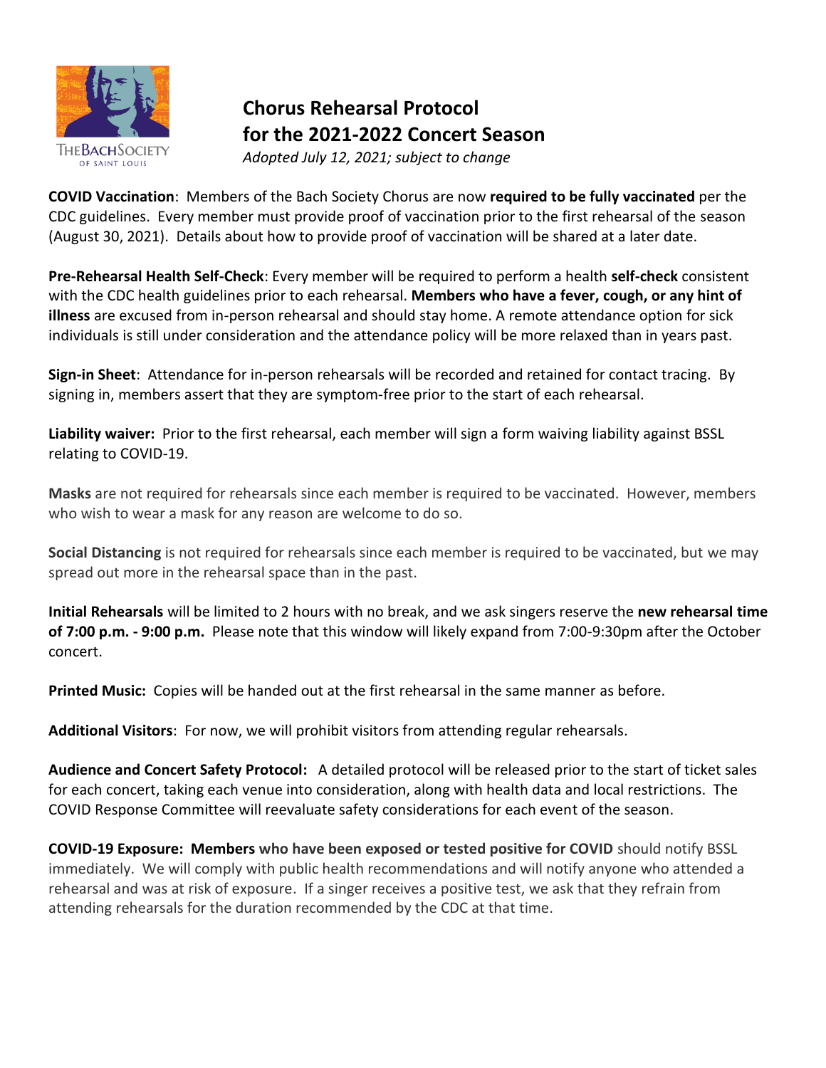THE BACH SOCIETY OF SAINT LOUIS

# Chorus Rehearsal Protocol for the 2021-2022 Concert Season

*Adopted July 12, 2021; subject to change*

**COVID Vaccination**: Members of the Bach Society Chorus are now **required to be fully vaccinated** per the CDC guidelines. Every member must provide proof of vaccination prior to the first rehearsal of the season (August 30, 2021). Details about how to provide proof of vaccination will be shared at a later date.

**Pre-Rehearsal Health Self-Check**: Every member will be required to perform a health **self-check** consistent with the CDC health guidelines prior to each rehearsal. **Members who have a fever, cough, or any hint of illness** are excused from in-person rehearsal and should stay home. A remote attendance option for sick individuals is still under consideration and the attendance policy will be more relaxed than in years past.

**Sign-in Sheet**: Attendance for in-person rehearsals will be recorded and retained for contact tracing. By signing in, members assert that they are symptom-free prior to the start of each rehearsal.

**Liability waiver:** Prior to the first rehearsal, each member will sign a form waiving liability against BSSL relating to COVID-19.

**Masks** are not required for rehearsals since each member is required to be vaccinated. However, members who wish to wear a mask for any reason are welcome to do so.

**Social Distancing** is not required for rehearsals since each member is required to be vaccinated, but we may spread out more in the rehearsal space than in the past.

**Initial Rehearsals** will be limited to 2 hours with no break, and we ask singers reserve the **new rehearsal time of 7:00 p.m. - 9:00 p.m.** Please note that this window will likely expand from 7:00-9:30pm after the October concert.

**Printed Music:** Copies will be handed out at the first rehearsal in the same manner as before.

**Additional Visitors**: For now, we will prohibit visitors from attending regular rehearsals.

**Audience and Concert Safety Protocol:** A detailed protocol will be released prior to the start of ticket sales for each concert, taking each venue into consideration, along with health data and local restrictions. The COVID Response Committee will reevaluate safety considerations for each event of the season.

**COVID-19 Exposure: Members who have been exposed or tested positive for COVID** should notify BSSL immediately. We will comply with public health recommendations and will notify anyone who attended a rehearsal and was at risk of exposure. If a singer receives a positive test, we ask that they refrain from attending rehearsals for the duration recommended by the CDC at that time.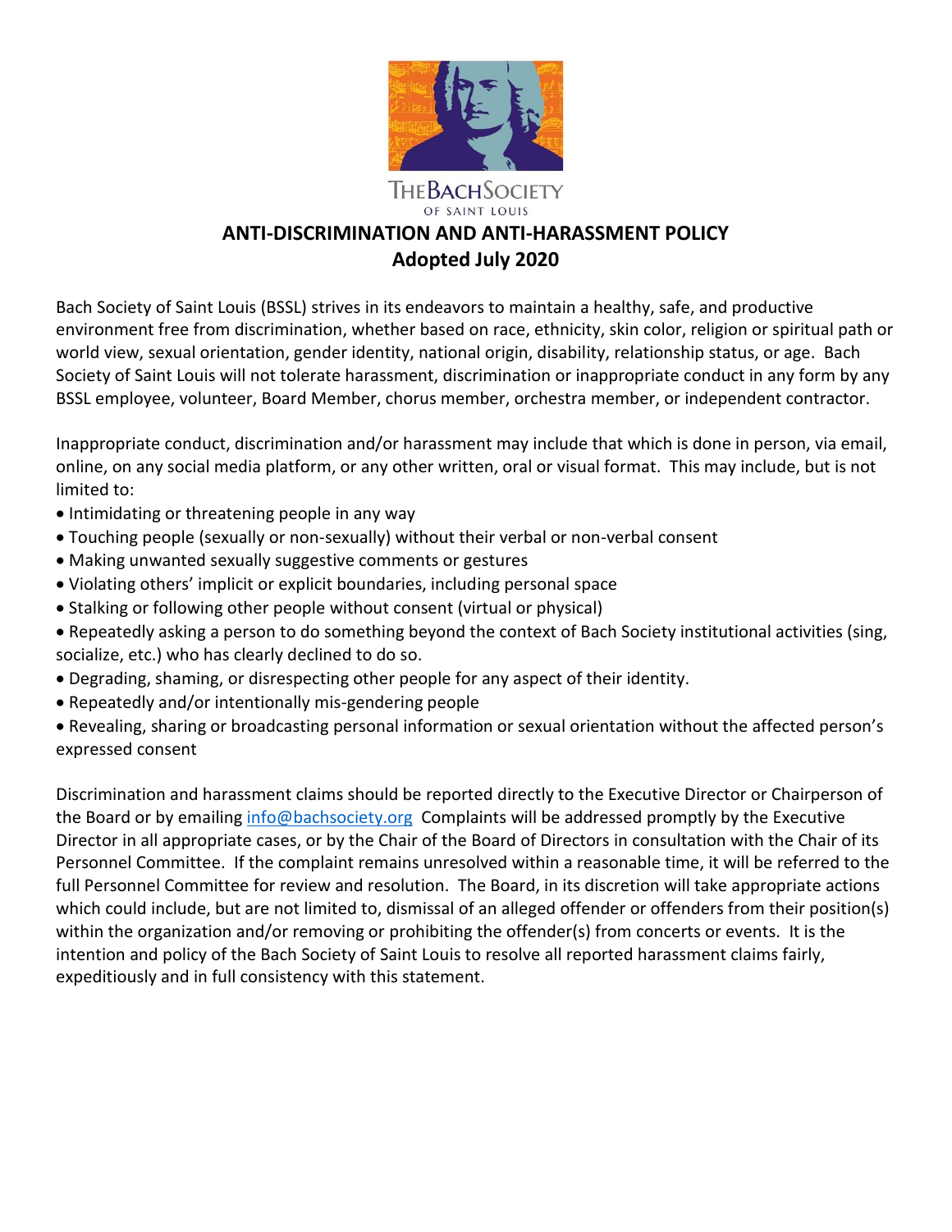THE BACH SOCIETY
OF SAINT LOUIS

# ANTI-DISCRIMINATION AND ANTI-HARASSMENT POLICY

## Adopted July 2020

Bach Society of Saint Louis (BSSL) strives in its endeavors to maintain a healthy, safe, and productive environment free from discrimination, whether based on race, ethnicity, skin color, religion or spiritual path or world view, sexual orientation, gender identity, national origin, disability, relationship status, or age. Bach Society of Saint Louis will not tolerate harassment, discrimination or inappropriate conduct in any form by any BSSL employee, volunteer, Board Member, chorus member, orchestra member, or independent contractor.

Inappropriate conduct, discrimination and/or harassment may include that which is done in person, via email, online, on any social media platform, or any other written, oral or visual format. This may include, but is not limited to:

- Intimidating or threatening people in any way
- Touching people (sexually or non-sexually) without their verbal or non-verbal consent
- Making unwanted sexually suggestive comments or gestures
- Violating others' implicit or explicit boundaries, including personal space
- Stalking or following other people without consent (virtual or physical)
- Repeatedly asking a person to do something beyond the context of Bach Society institutional activities (sing, socialize, etc.) who has clearly declined to do so.
- Degrading, shaming, or disrespecting other people for any aspect of their identity.
- Repeatedly and/or intentionally mis-gendering people
- Revealing, sharing or broadcasting personal information or sexual orientation without the affected person's expressed consent

Discrimination and harassment claims should be reported directly to the Executive Director or Chairperson of the Board or by emailing info@bachsociety.org Complaints will be addressed promptly by the Executive Director in all appropriate cases, or by the Chair of the Board of Directors in consultation with the Chair of its Personnel Committee. If the complaint remains unresolved within a reasonable time, it will be referred to the full Personnel Committee for review and resolution. The Board, in its discretion will take appropriate actions which could include, but are not limited to, dismissal of an alleged offender or offenders from their position(s) within the organization and/or removing or prohibiting the offender(s) from concerts or events. It is the intention and policy of the Bach Society of Saint Louis to resolve all reported harassment claims fairly, expeditiously and in full consistency with this statement.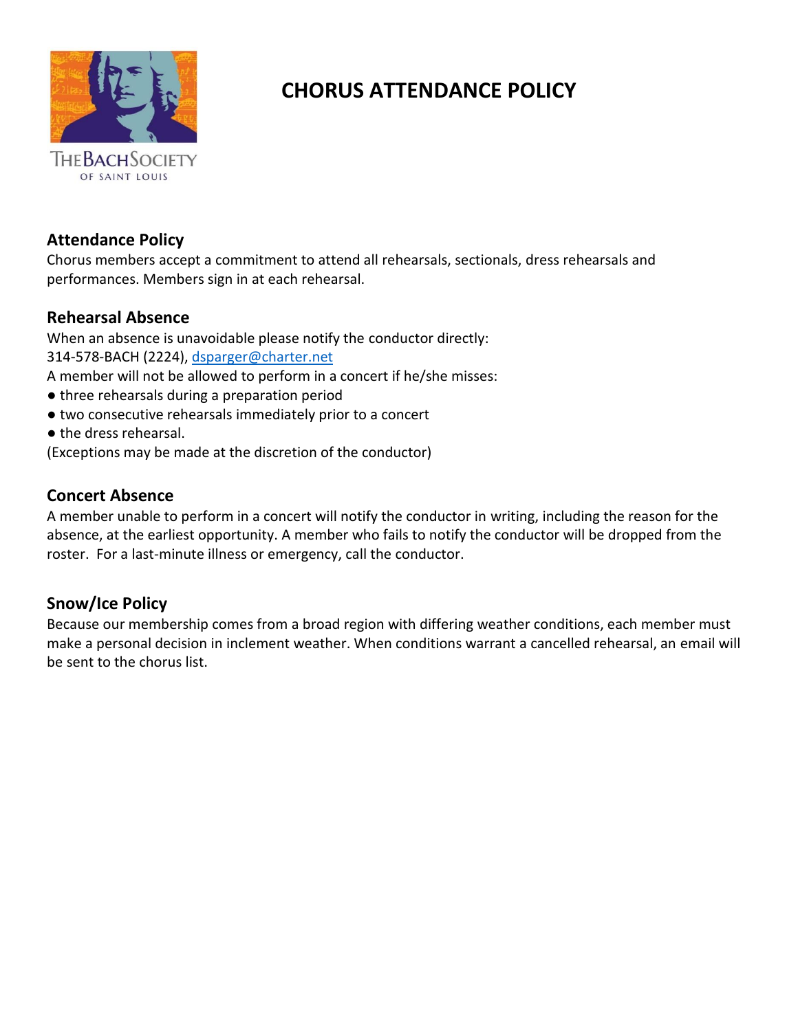THE BACH SOCIETY OF SAINT LOUIS

# CHORUS ATTENDANCE POLICY

## Attendance Policy

Chorus members accept a commitment to attend all rehearsals, sectionals, dress rehearsals and performances. Members sign in at each rehearsal.

## Rehearsal Absence

When an absence is unavoidable please notify the conductor directly:
314-578-BACH (2224), dsparger@charter.net

A member will not be allowed to perform in a concert if he/she misses:

- three rehearsals during a preparation period
- two consecutive rehearsals immediately prior to a concert
- the dress rehearsal.

(Exceptions may be made at the discretion of the conductor)

## Concert Absence

A member unable to perform in a concert will notify the conductor in writing, including the reason for the absence, at the earliest opportunity. A member who fails to notify the conductor will be dropped from the roster. For a last-minute illness or emergency, call the conductor.

## Snow/Ice Policy

Because our membership comes from a broad region with differing weather conditions, each member must make a personal decision in inclement weather. When conditions warrant a cancelled rehearsal, an email will be sent to the chorus list.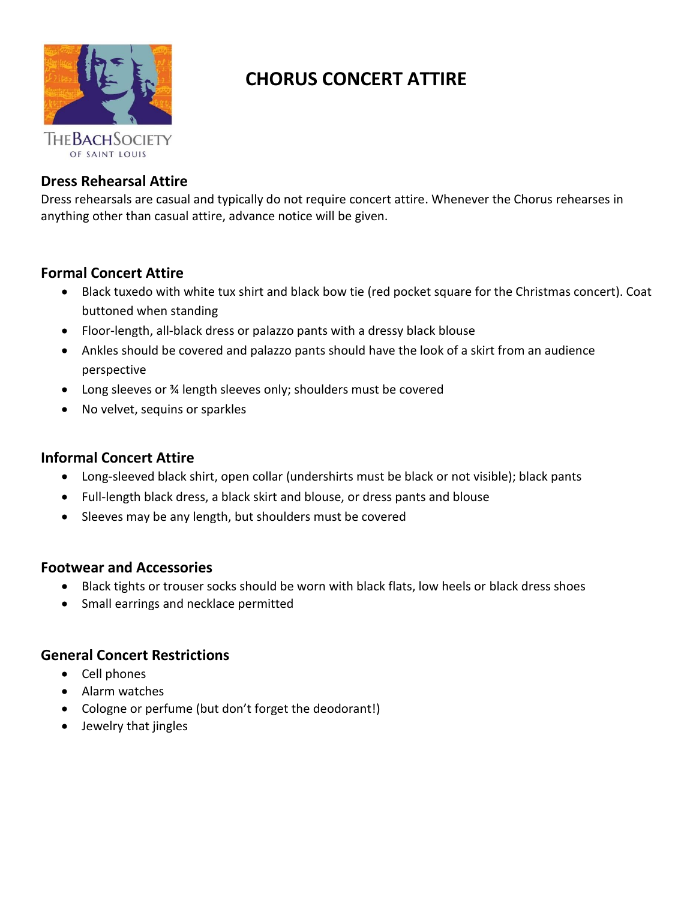THE BACH SOCIETY OF SAINT LOUIS

# CHORUS CONCERT ATTIRE

## Dress Rehearsal Attire

Dress rehearsals are casual and typically do not require concert attire. Whenever the Chorus rehearses in anything other than casual attire, advance notice will be given.

## Formal Concert Attire

- Black tuxedo with white tux shirt and black bow tie (red pocket square for the Christmas concert). Coat buttoned when standing
- Floor-length, all-black dress or palazzo pants with a dressy black blouse
- Ankles should be covered and palazzo pants should have the look of a skirt from an audience perspective
- Long sleeves or ¾ length sleeves only; shoulders must be covered
- No velvet, sequins or sparkles

## Informal Concert Attire

- Long-sleeved black shirt, open collar (undershirts must be black or not visible); black pants
- Full-length black dress, a black skirt and blouse, or dress pants and blouse
- Sleeves may be any length, but shoulders must be covered

## Footwear and Accessories

- Black tights or trouser socks should be worn with black flats, low heels or black dress shoes
- Small earrings and necklace permitted

## General Concert Restrictions

- Cell phones
- Alarm watches
- Cologne or perfume (but don't forget the deodorant!)
- Jewelry that jingles